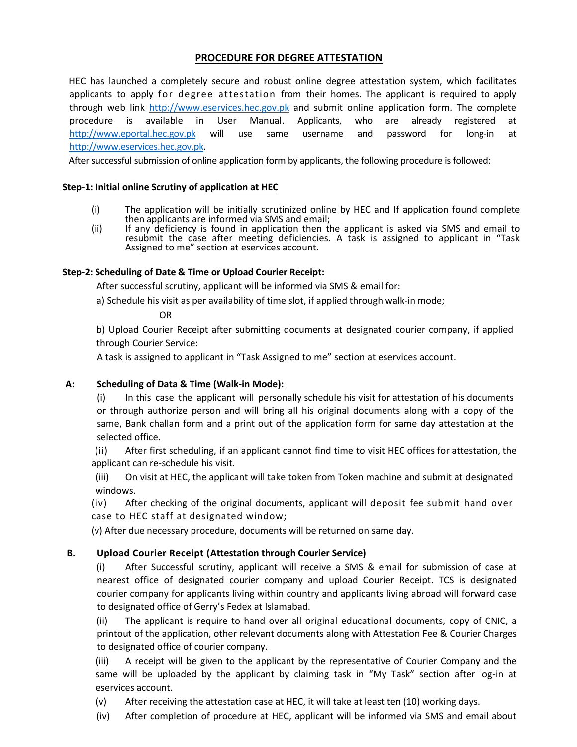# PROCEDURE FOR DEGREE ATTESTATION

HEC has launched a completely secure and robust online degree attestation system, which facilitates applicants to apply for degree attestation from their homes. The applicant is required to apply through web link http://www.eservices.hec.gov.pk and submit online application form. The complete procedure is available in User Manual. Applicants, who are already registered at http://www.eportal.hec.gov.pk will use same username and password for long-in at http://www.eservices.hec.gov.pk.

After successful submission of online application form by applicants, the following procedure is followed:

**Step-1: Initial online Scrutiny of application at HEC**

(i) The application will be initially scrutinized online by HEC and If application found complete then applicants are informed via SMS and email;

(ii) If any deficiency is found in application then the applicant is asked via SMS and email to resubmit the case after meeting deficiencies. A task is assigned to applicant in "Task Assigned to me" section at eservices account.

**Step-2: Scheduling of Date & Time or Upload Courier Receipt:**

After successful scrutiny, applicant will be informed via SMS & email for:

a) Schedule his visit as per availability of time slot, if applied through walk-in mode;

OR

b) Upload Courier Receipt after submitting documents at designated courier company, if applied through Courier Service:

A task is assigned to applicant in "Task Assigned to me" section at eservices account.

**A: Scheduling of Data & Time (Walk-in Mode):**

(i) In this case the applicant will personally schedule his visit for attestation of his documents or through authorize person and will bring all his original documents along with a copy of the same, Bank challan form and a print out of the application form for same day attestation at the selected office.

(ii) After first scheduling, if an applicant cannot find time to visit HEC offices for attestation, the applicant can re-schedule his visit.

(iii) On visit at HEC, the applicant will take token from Token machine and submit at designated windows.

(iv) After checking of the original documents, applicant will deposit fee submit hand over case to HEC staff at designated window;

(v) After due necessary procedure, documents will be returned on same day.

**B. Upload Courier Receipt (Attestation through Courier Service)**

(i) After Successful scrutiny, applicant will receive a SMS & email for submission of case at nearest office of designated courier company and upload Courier Receipt. TCS is designated courier company for applicants living within country and applicants living abroad will forward case to designated office of Gerry's Fedex at Islamabad.

(ii) The applicant is require to hand over all original educational documents, copy of CNIC, a printout of the application, other relevant documents along with Attestation Fee & Courier Charges to designated office of courier company.

(iii) A receipt will be given to the applicant by the representative of Courier Company and the same will be uploaded by the applicant by claiming task in "My Task" section after log-in at eservices account.

(v) After receiving the attestation case at HEC, it will take at least ten (10) working days.

(iv) After completion of procedure at HEC, applicant will be informed via SMS and email about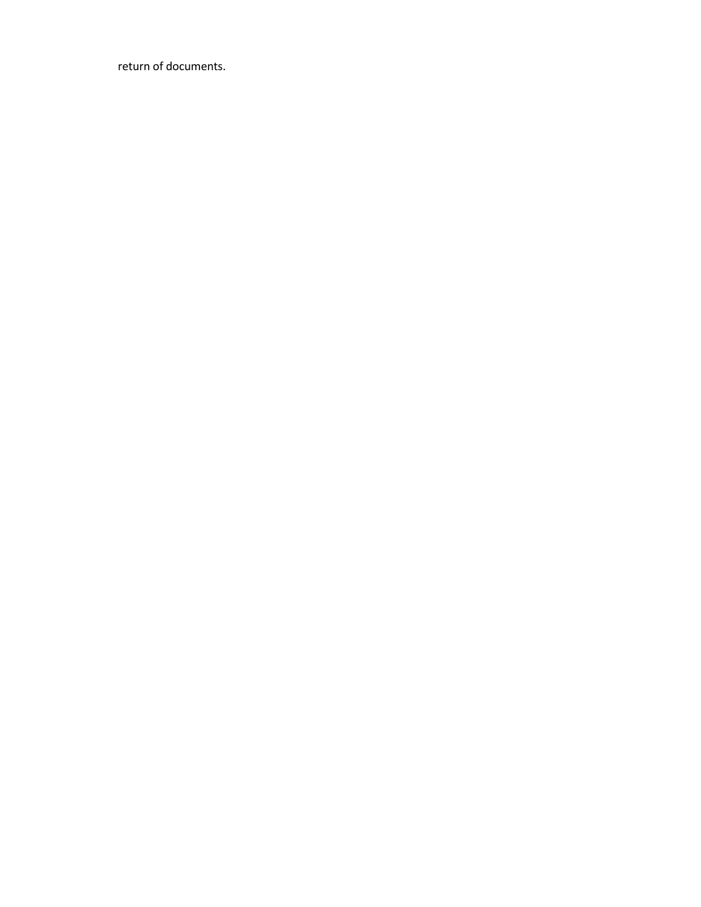return of documents.